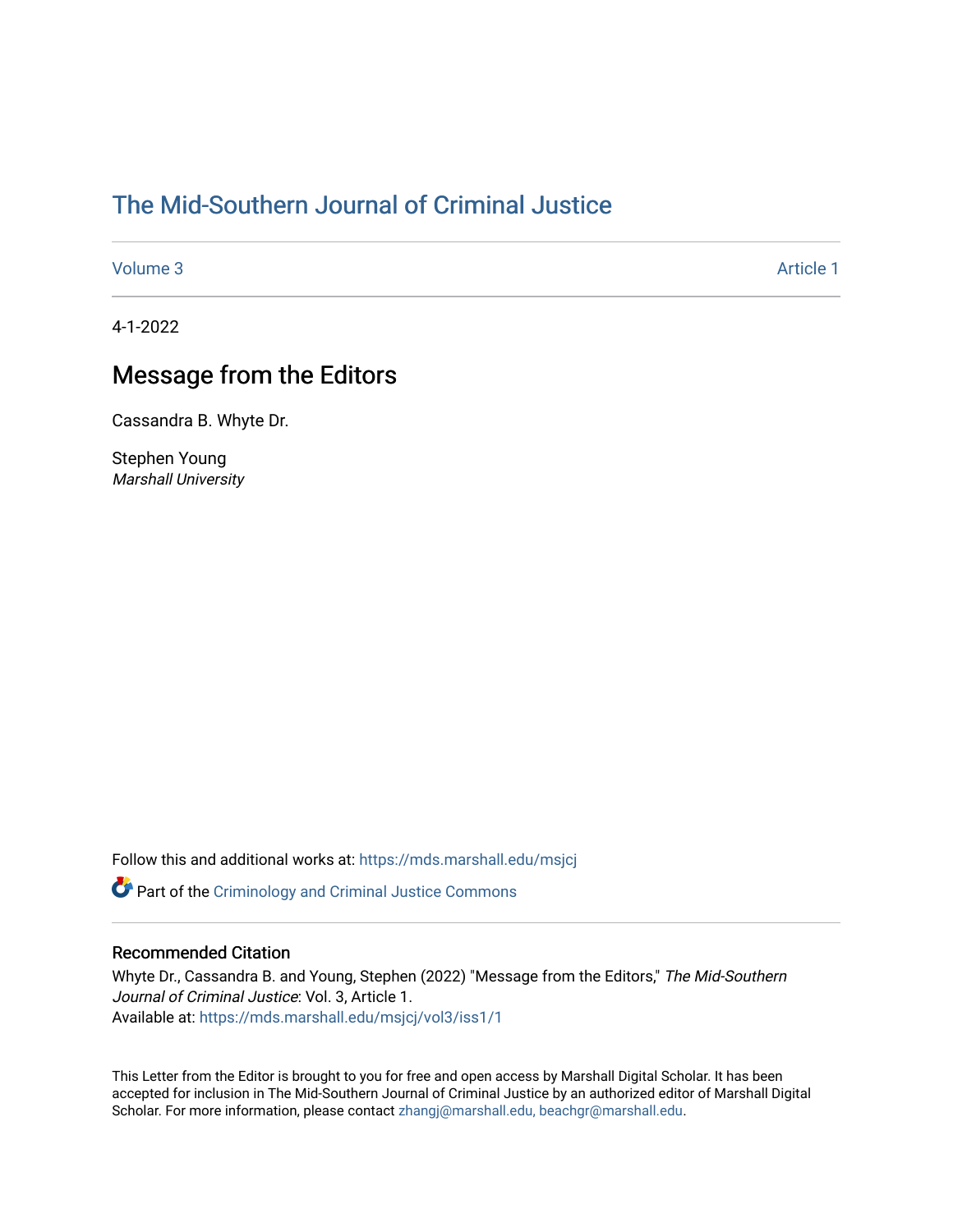# The Mid-Southern Journal of Criminal Justice

Volume 3 Article 1

4-1-2022

## Message from the Editors

Cassandra B. Whyte Dr.

Stephen Young
*Marshall University*

Follow this and additional works at: https://mds.marshall.edu/msjcj

Part of the Criminology and Criminal Justice Commons

### Recommended Citation

Whyte Dr., Cassandra B. and Young, Stephen (2022) "Message from the Editors," *The Mid-Southern Journal of Criminal Justice*: Vol. 3, Article 1.
Available at: https://mds.marshall.edu/msjcj/vol3/iss1/1

This Letter from the Editor is brought to you for free and open access by Marshall Digital Scholar. It has been accepted for inclusion in The Mid-Southern Journal of Criminal Justice by an authorized editor of Marshall Digital Scholar. For more information, please contact zhangj@marshall.edu, beachgr@marshall.edu.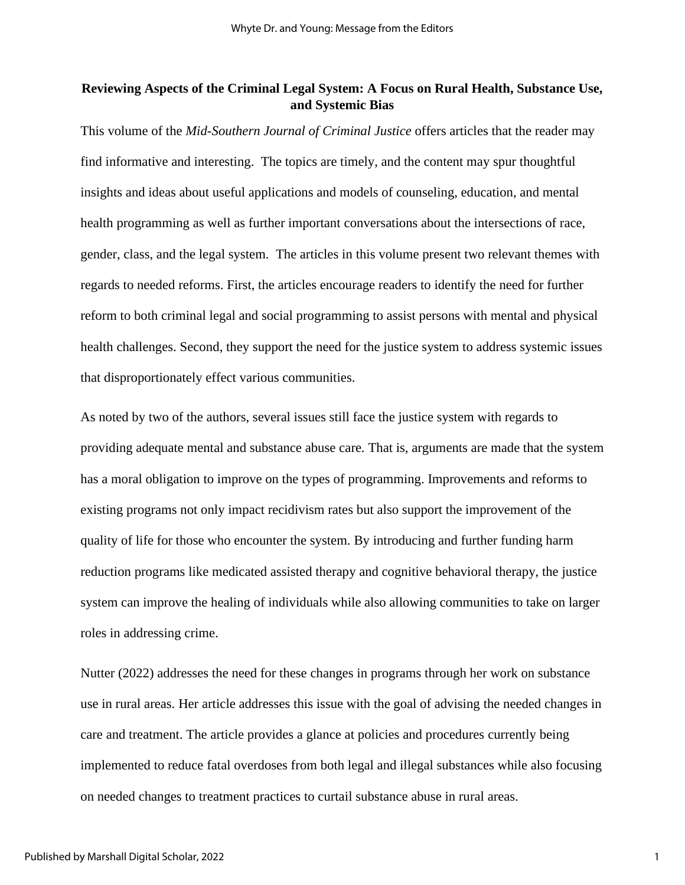**Reviewing Aspects of the Criminal Legal System: A Focus on Rural Health, Substance Use, and Systemic Bias**

This volume of the *Mid-Southern Journal of Criminal Justice* offers articles that the reader may find informative and interesting. The topics are timely, and the content may spur thoughtful insights and ideas about useful applications and models of counseling, education, and mental health programming as well as further important conversations about the intersections of race, gender, class, and the legal system. The articles in this volume present two relevant themes with regards to needed reforms. First, the articles encourage readers to identify the need for further reform to both criminal legal and social programming to assist persons with mental and physical health challenges. Second, they support the need for the justice system to address systemic issues that disproportionately effect various communities.

As noted by two of the authors, several issues still face the justice system with regards to providing adequate mental and substance abuse care. That is, arguments are made that the system has a moral obligation to improve on the types of programming. Improvements and reforms to existing programs not only impact recidivism rates but also support the improvement of the quality of life for those who encounter the system. By introducing and further funding harm reduction programs like medicated assisted therapy and cognitive behavioral therapy, the justice system can improve the healing of individuals while also allowing communities to take on larger roles in addressing crime.

Nutter (2022) addresses the need for these changes in programs through her work on substance use in rural areas. Her article addresses this issue with the goal of advising the needed changes in care and treatment. The article provides a glance at policies and procedures currently being implemented to reduce fatal overdoses from both legal and illegal substances while also focusing on needed changes to treatment practices to curtail substance abuse in rural areas.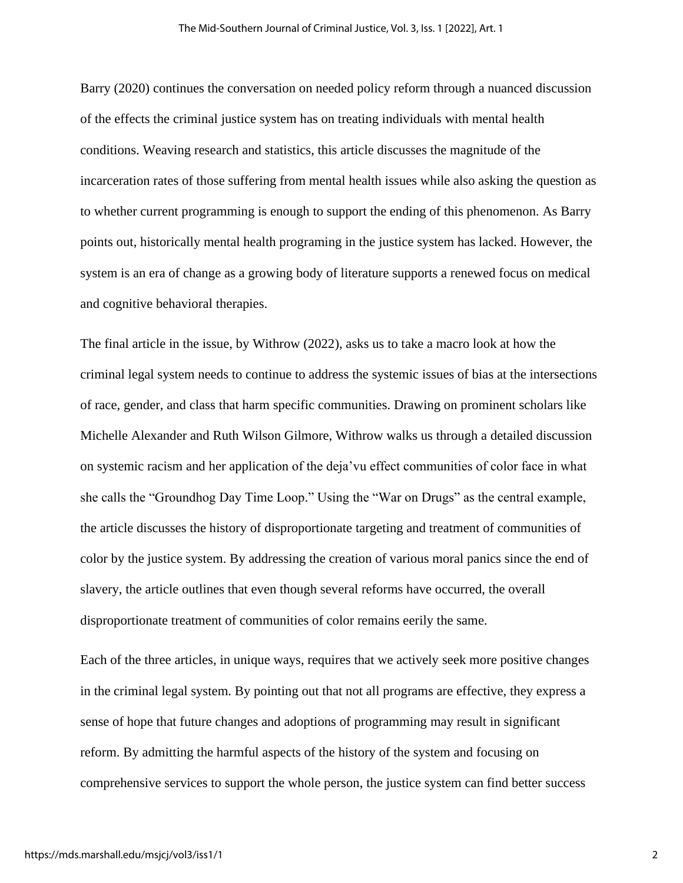Barry (2020) continues the conversation on needed policy reform through a nuanced discussion of the effects the criminal justice system has on treating individuals with mental health conditions. Weaving research and statistics, this article discusses the magnitude of the incarceration rates of those suffering from mental health issues while also asking the question as to whether current programming is enough to support the ending of this phenomenon. As Barry points out, historically mental health programing in the justice system has lacked. However, the system is an era of change as a growing body of literature supports a renewed focus on medical and cognitive behavioral therapies.

The final article in the issue, by Withrow (2022), asks us to take a macro look at how the criminal legal system needs to continue to address the systemic issues of bias at the intersections of race, gender, and class that harm specific communities. Drawing on prominent scholars like Michelle Alexander and Ruth Wilson Gilmore, Withrow walks us through a detailed discussion on systemic racism and her application of the deja'vu effect communities of color face in what she calls the "Groundhog Day Time Loop." Using the "War on Drugs" as the central example, the article discusses the history of disproportionate targeting and treatment of communities of color by the justice system. By addressing the creation of various moral panics since the end of slavery, the article outlines that even though several reforms have occurred, the overall disproportionate treatment of communities of color remains eerily the same.

Each of the three articles, in unique ways, requires that we actively seek more positive changes in the criminal legal system. By pointing out that not all programs are effective, they express a sense of hope that future changes and adoptions of programming may result in significant reform. By admitting the harmful aspects of the history of the system and focusing on comprehensive services to support the whole person, the justice system can find better success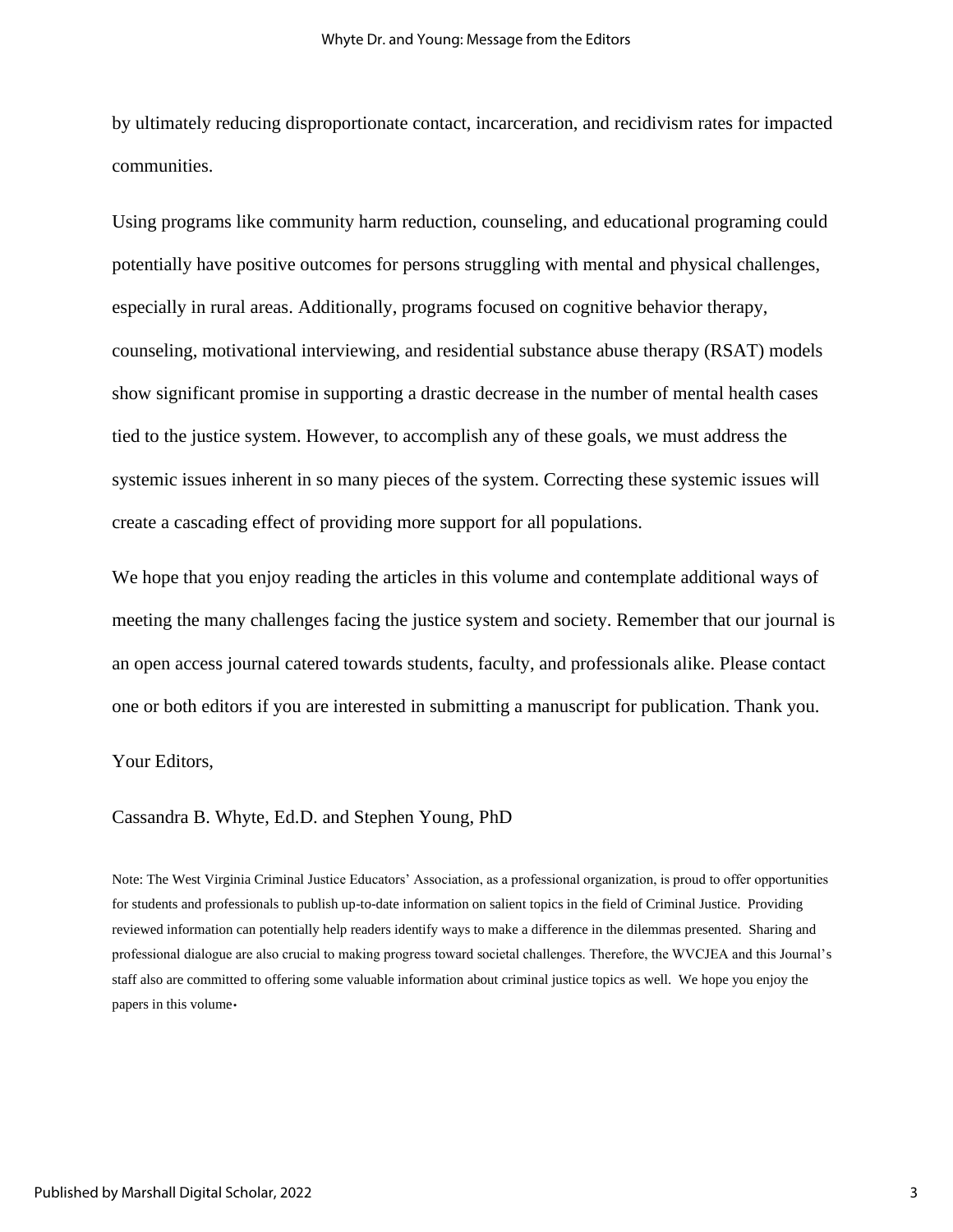by ultimately reducing disproportionate contact, incarceration, and recidivism rates for impacted communities.

Using programs like community harm reduction, counseling, and educational programing could potentially have positive outcomes for persons struggling with mental and physical challenges, especially in rural areas. Additionally, programs focused on cognitive behavior therapy, counseling, motivational interviewing, and residential substance abuse therapy (RSAT) models show significant promise in supporting a drastic decrease in the number of mental health cases tied to the justice system. However, to accomplish any of these goals, we must address the systemic issues inherent in so many pieces of the system. Correcting these systemic issues will create a cascading effect of providing more support for all populations.

We hope that you enjoy reading the articles in this volume and contemplate additional ways of meeting the many challenges facing the justice system and society. Remember that our journal is an open access journal catered towards students, faculty, and professionals alike. Please contact one or both editors if you are interested in submitting a manuscript for publication. Thank you.

Your Editors,

Cassandra B. Whyte, Ed.D. and Stephen Young, PhD

Note: The West Virginia Criminal Justice Educators' Association, as a professional organization, is proud to offer opportunities for students and professionals to publish up-to-date information on salient topics in the field of Criminal Justice. Providing reviewed information can potentially help readers identify ways to make a difference in the dilemmas presented. Sharing and professional dialogue are also crucial to making progress toward societal challenges. Therefore, the WVCJEA and this Journal's staff also are committed to offering some valuable information about criminal justice topics as well. We hope you enjoy the papers in this volume.